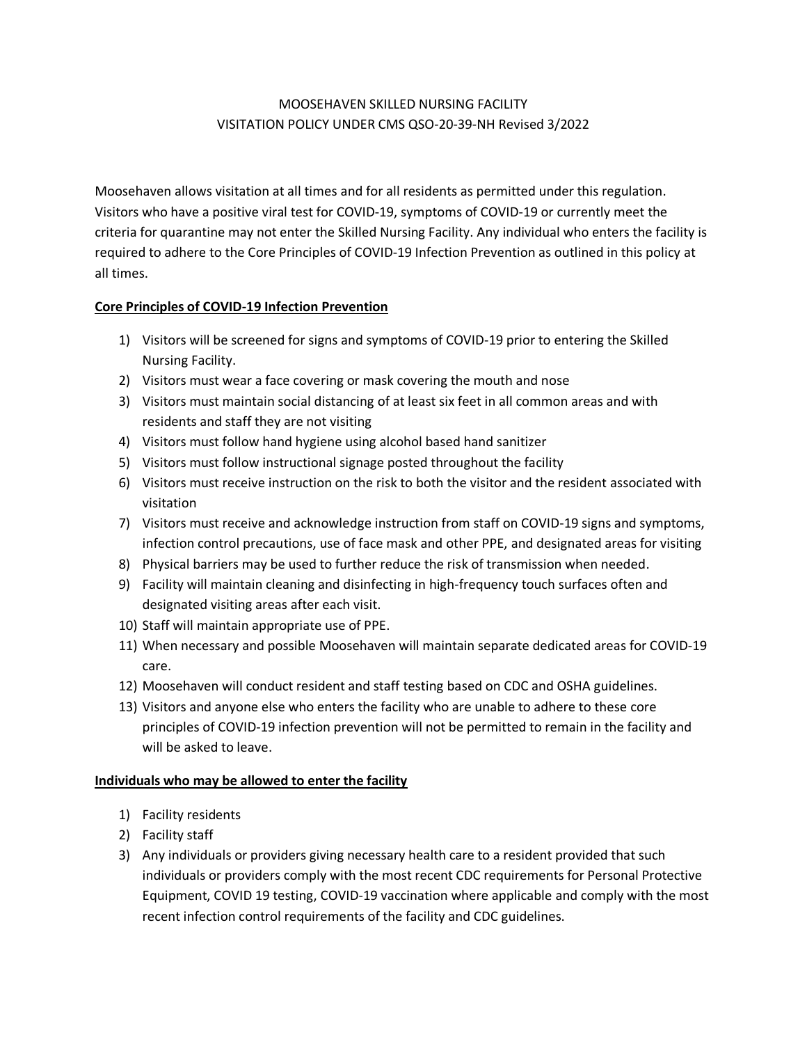# MOOSEHAVEN SKILLED NURSING FACILITY
# VISITATION POLICY UNDER CMS QSO-20-39-NH Revised 3/2022

Moosehaven allows visitation at all times and for all residents as permitted under this regulation. Visitors who have a positive viral test for COVID-19, symptoms of COVID-19 or currently meet the criteria for quarantine may not enter the Skilled Nursing Facility. Any individual who enters the facility is required to adhere to the Core Principles of COVID-19 Infection Prevention as outlined in this policy at all times.

## Core Principles of COVID-19 Infection Prevention

1) Visitors will be screened for signs and symptoms of COVID-19 prior to entering the Skilled Nursing Facility.
2) Visitors must wear a face covering or mask covering the mouth and nose
3) Visitors must maintain social distancing of at least six feet in all common areas and with residents and staff they are not visiting
4) Visitors must follow hand hygiene using alcohol based hand sanitizer
5) Visitors must follow instructional signage posted throughout the facility
6) Visitors must receive instruction on the risk to both the visitor and the resident associated with visitation
7) Visitors must receive and acknowledge instruction from staff on COVID-19 signs and symptoms, infection control precautions, use of face mask and other PPE, and designated areas for visiting
8) Physical barriers may be used to further reduce the risk of transmission when needed.
9) Facility will maintain cleaning and disinfecting in high-frequency touch surfaces often and designated visiting areas after each visit.
10) Staff will maintain appropriate use of PPE.
11) When necessary and possible Moosehaven will maintain separate dedicated areas for COVID-19 care.
12) Moosehaven will conduct resident and staff testing based on CDC and OSHA guidelines.
13) Visitors and anyone else who enters the facility who are unable to adhere to these core principles of COVID-19 infection prevention will not be permitted to remain in the facility and will be asked to leave.

## Individuals who may be allowed to enter the facility

1) Facility residents
2) Facility staff
3) Any individuals or providers giving necessary health care to a resident provided that such individuals or providers comply with the most recent CDC requirements for Personal Protective Equipment, COVID 19 testing, COVID-19 vaccination where applicable and comply with the most recent infection control requirements of the facility and CDC guidelines.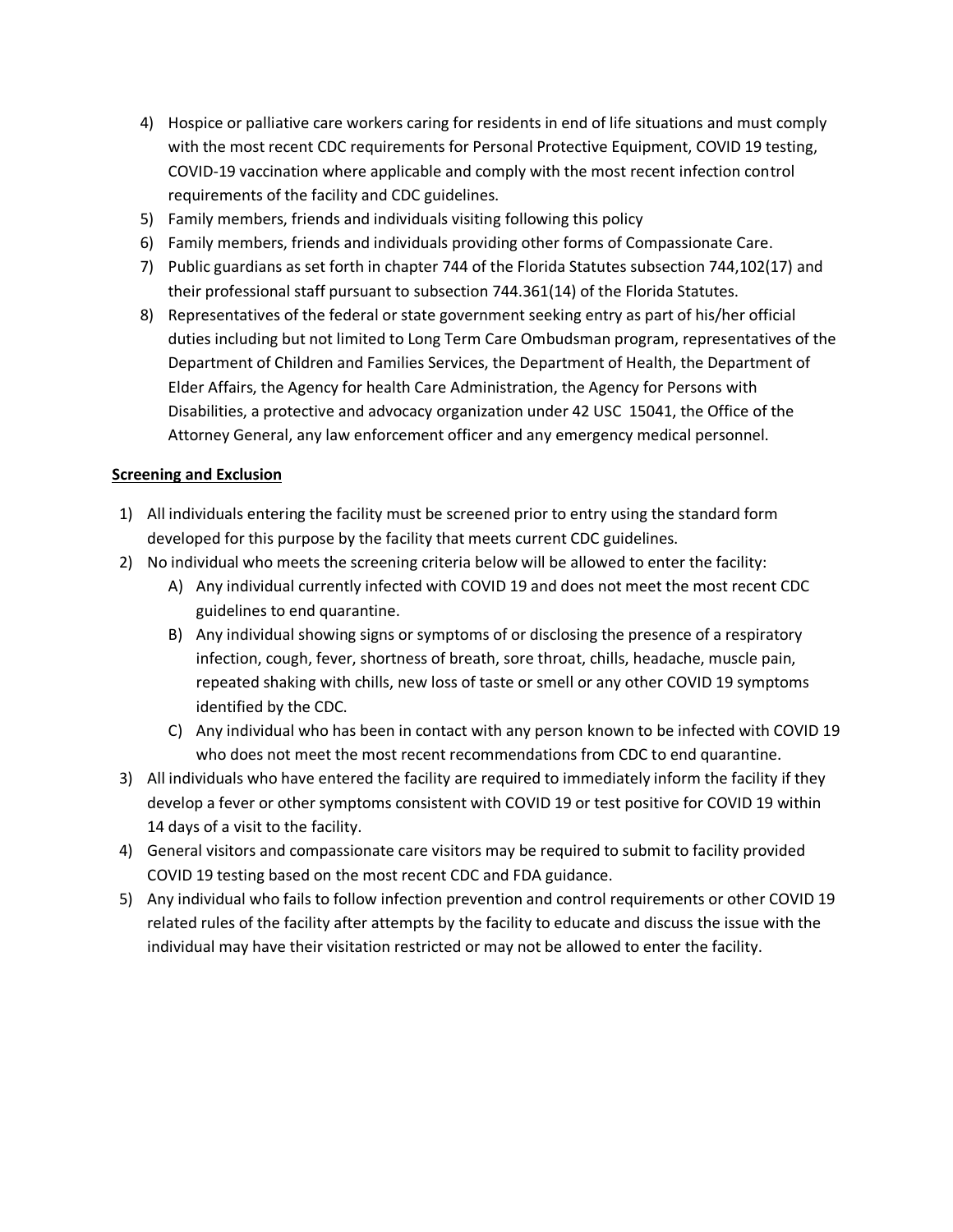4) Hospice or palliative care workers caring for residents in end of life situations and must comply with the most recent CDC requirements for Personal Protective Equipment, COVID 19 testing, COVID-19 vaccination where applicable and comply with the most recent infection control requirements of the facility and CDC guidelines.
5) Family members, friends and individuals visiting following this policy
6) Family members, friends and individuals providing other forms of Compassionate Care.
7) Public guardians as set forth in chapter 744 of the Florida Statutes subsection 744,102(17) and their professional staff pursuant to subsection 744.361(14) of the Florida Statutes.
8) Representatives of the federal or state government seeking entry as part of his/her official duties including but not limited to Long Term Care Ombudsman program, representatives of the Department of Children and Families Services, the Department of Health, the Department of Elder Affairs, the Agency for health Care Administration, the Agency for Persons with Disabilities, a protective and advocacy organization under 42 USC 15041, the Office of the Attorney General, any law enforcement officer and any emergency medical personnel.

**Screening and Exclusion**

1) All individuals entering the facility must be screened prior to entry using the standard form developed for this purpose by the facility that meets current CDC guidelines.
2) No individual who meets the screening criteria below will be allowed to enter the facility:
   A) Any individual currently infected with COVID 19 and does not meet the most recent CDC guidelines to end quarantine.
   B) Any individual showing signs or symptoms of or disclosing the presence of a respiratory infection, cough, fever, shortness of breath, sore throat, chills, headache, muscle pain, repeated shaking with chills, new loss of taste or smell or any other COVID 19 symptoms identified by the CDC.
   C) Any individual who has been in contact with any person known to be infected with COVID 19 who does not meet the most recent recommendations from CDC to end quarantine.
3) All individuals who have entered the facility are required to immediately inform the facility if they develop a fever or other symptoms consistent with COVID 19 or test positive for COVID 19 within 14 days of a visit to the facility.
4) General visitors and compassionate care visitors may be required to submit to facility provided COVID 19 testing based on the most recent CDC and FDA guidance.
5) Any individual who fails to follow infection prevention and control requirements or other COVID 19 related rules of the facility after attempts by the facility to educate and discuss the issue with the individual may have their visitation restricted or may not be allowed to enter the facility.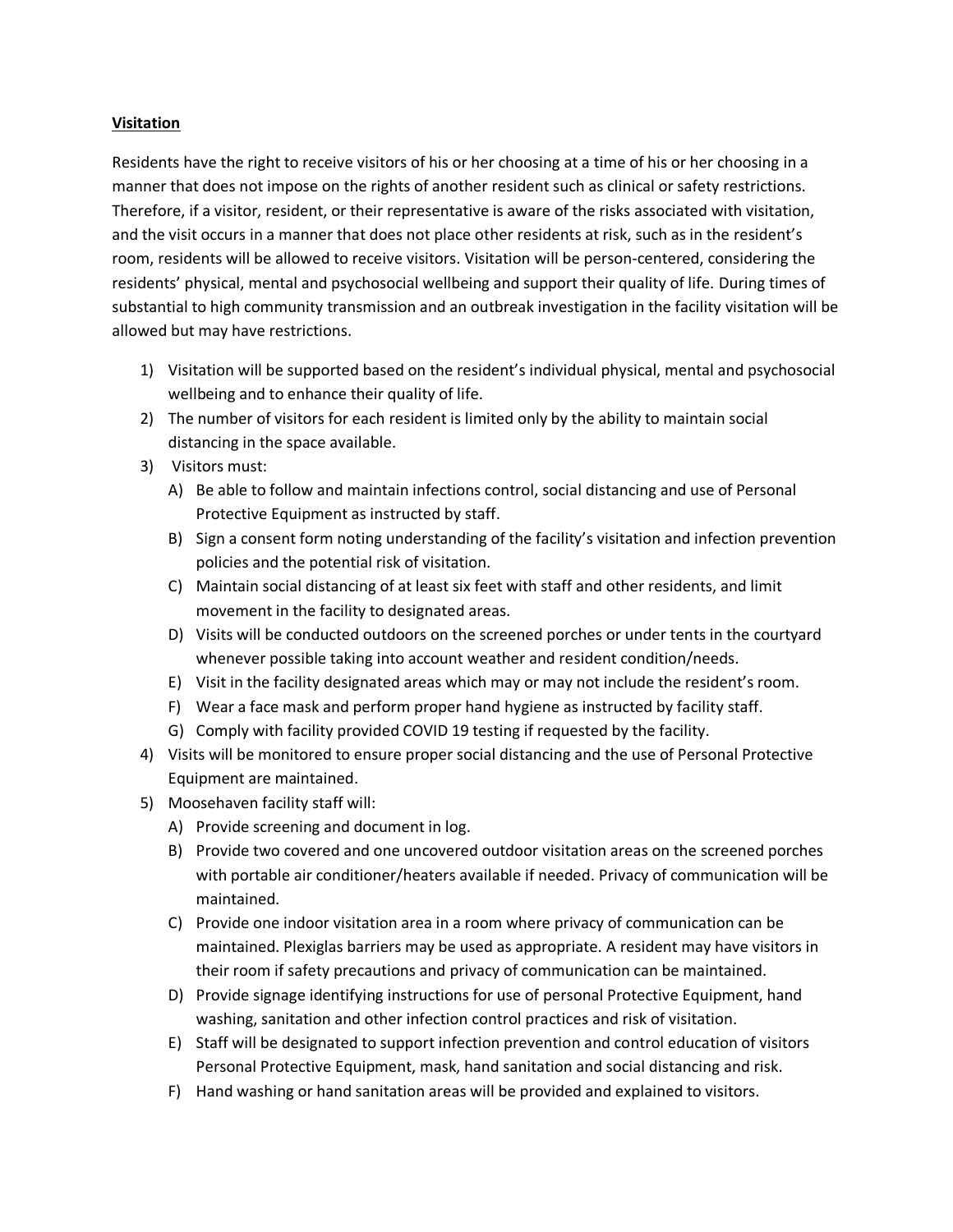**Visitation**

Residents have the right to receive visitors of his or her choosing at a time of his or her choosing in a manner that does not impose on the rights of another resident such as clinical or safety restrictions. Therefore, if a visitor, resident, or their representative is aware of the risks associated with visitation, and the visit occurs in a manner that does not place other residents at risk, such as in the resident's room, residents will be allowed to receive visitors. Visitation will be person-centered, considering the residents' physical, mental and psychosocial wellbeing and support their quality of life. During times of substantial to high community transmission and an outbreak investigation in the facility visitation will be allowed but may have restrictions.

1) Visitation will be supported based on the resident's individual physical, mental and psychosocial wellbeing and to enhance their quality of life.
2) The number of visitors for each resident is limited only by the ability to maintain social distancing in the space available.
3) Visitors must:
   A) Be able to follow and maintain infections control, social distancing and use of Personal Protective Equipment as instructed by staff.
   B) Sign a consent form noting understanding of the facility's visitation and infection prevention policies and the potential risk of visitation.
   C) Maintain social distancing of at least six feet with staff and other residents, and limit movement in the facility to designated areas.
   D) Visits will be conducted outdoors on the screened porches or under tents in the courtyard whenever possible taking into account weather and resident condition/needs.
   E) Visit in the facility designated areas which may or may not include the resident's room.
   F) Wear a face mask and perform proper hand hygiene as instructed by facility staff.
   G) Comply with facility provided COVID 19 testing if requested by the facility.
4) Visits will be monitored to ensure proper social distancing and the use of Personal Protective Equipment are maintained.
5) Moosehaven facility staff will:
   A) Provide screening and document in log.
   B) Provide two covered and one uncovered outdoor visitation areas on the screened porches with portable air conditioner/heaters available if needed. Privacy of communication will be maintained.
   C) Provide one indoor visitation area in a room where privacy of communication can be maintained. Plexiglas barriers may be used as appropriate. A resident may have visitors in their room if safety precautions and privacy of communication can be maintained.
   D) Provide signage identifying instructions for use of personal Protective Equipment, hand washing, sanitation and other infection control practices and risk of visitation.
   E) Staff will be designated to support infection prevention and control education of visitors Personal Protective Equipment, mask, hand sanitation and social distancing and risk.
   F) Hand washing or hand sanitation areas will be provided and explained to visitors.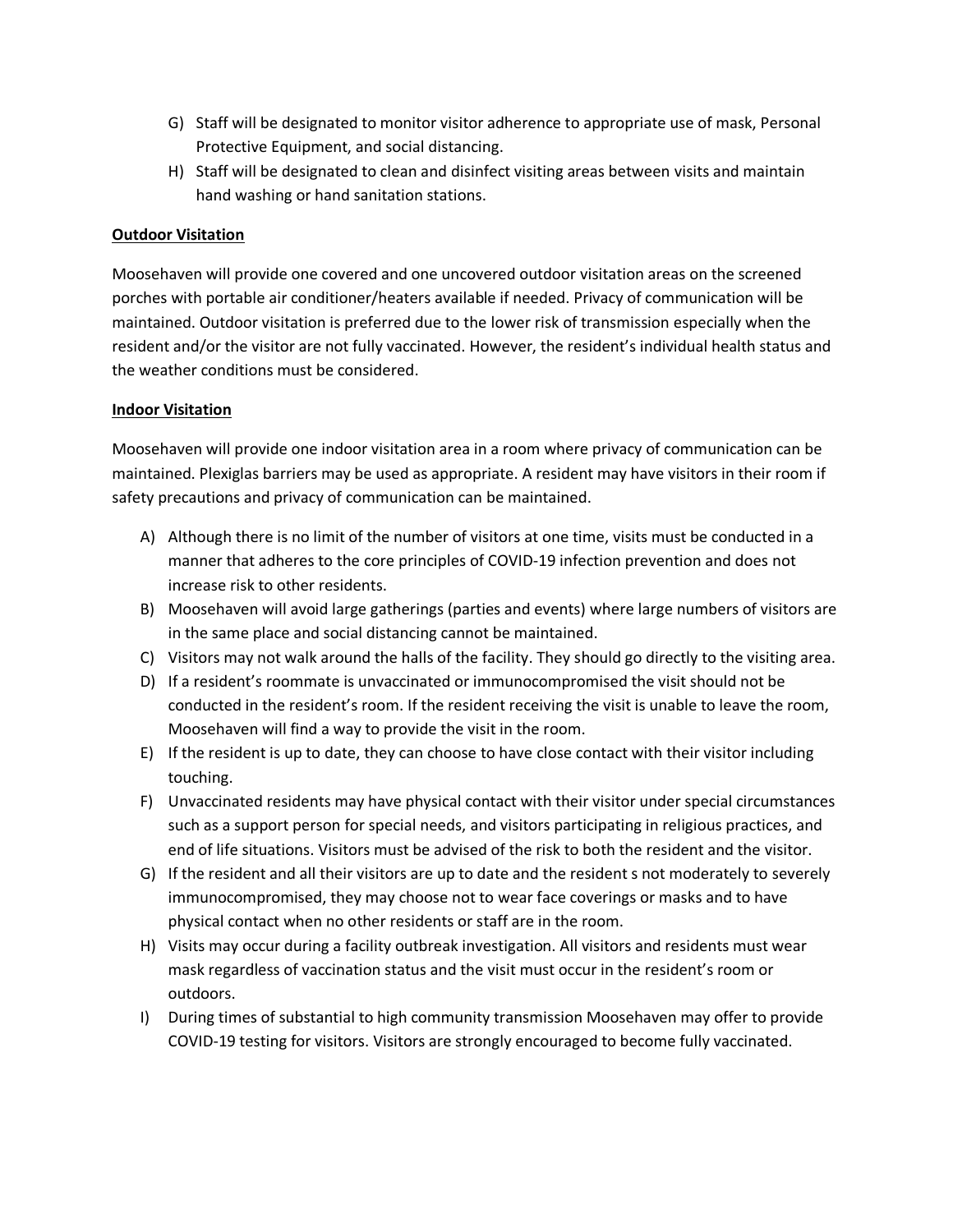G) Staff will be designated to monitor visitor adherence to appropriate use of mask, Personal Protective Equipment, and social distancing.

H) Staff will be designated to clean and disinfect visiting areas between visits and maintain hand washing or hand sanitation stations.

**Outdoor Visitation**

Moosehaven will provide one covered and one uncovered outdoor visitation areas on the screened porches with portable air conditioner/heaters available if needed. Privacy of communication will be maintained. Outdoor visitation is preferred due to the lower risk of transmission especially when the resident and/or the visitor are not fully vaccinated. However, the resident's individual health status and the weather conditions must be considered.

**Indoor Visitation**

Moosehaven will provide one indoor visitation area in a room where privacy of communication can be maintained. Plexiglas barriers may be used as appropriate. A resident may have visitors in their room if safety precautions and privacy of communication can be maintained.

A) Although there is no limit of the number of visitors at one time, visits must be conducted in a manner that adheres to the core principles of COVID-19 infection prevention and does not increase risk to other residents.

B) Moosehaven will avoid large gatherings (parties and events) where large numbers of visitors are in the same place and social distancing cannot be maintained.

C) Visitors may not walk around the halls of the facility. They should go directly to the visiting area.

D) If a resident's roommate is unvaccinated or immunocompromised the visit should not be conducted in the resident's room. If the resident receiving the visit is unable to leave the room, Moosehaven will find a way to provide the visit in the room.

E) If the resident is up to date, they can choose to have close contact with their visitor including touching.

F) Unvaccinated residents may have physical contact with their visitor under special circumstances such as a support person for special needs, and visitors participating in religious practices, and end of life situations. Visitors must be advised of the risk to both the resident and the visitor.

G) If the resident and all their visitors are up to date and the resident s not moderately to severely immunocompromised, they may choose not to wear face coverings or masks and to have physical contact when no other residents or staff are in the room.

H) Visits may occur during a facility outbreak investigation. All visitors and residents must wear mask regardless of vaccination status and the visit must occur in the resident's room or outdoors.

I) During times of substantial to high community transmission Moosehaven may offer to provide COVID-19 testing for visitors. Visitors are strongly encouraged to become fully vaccinated.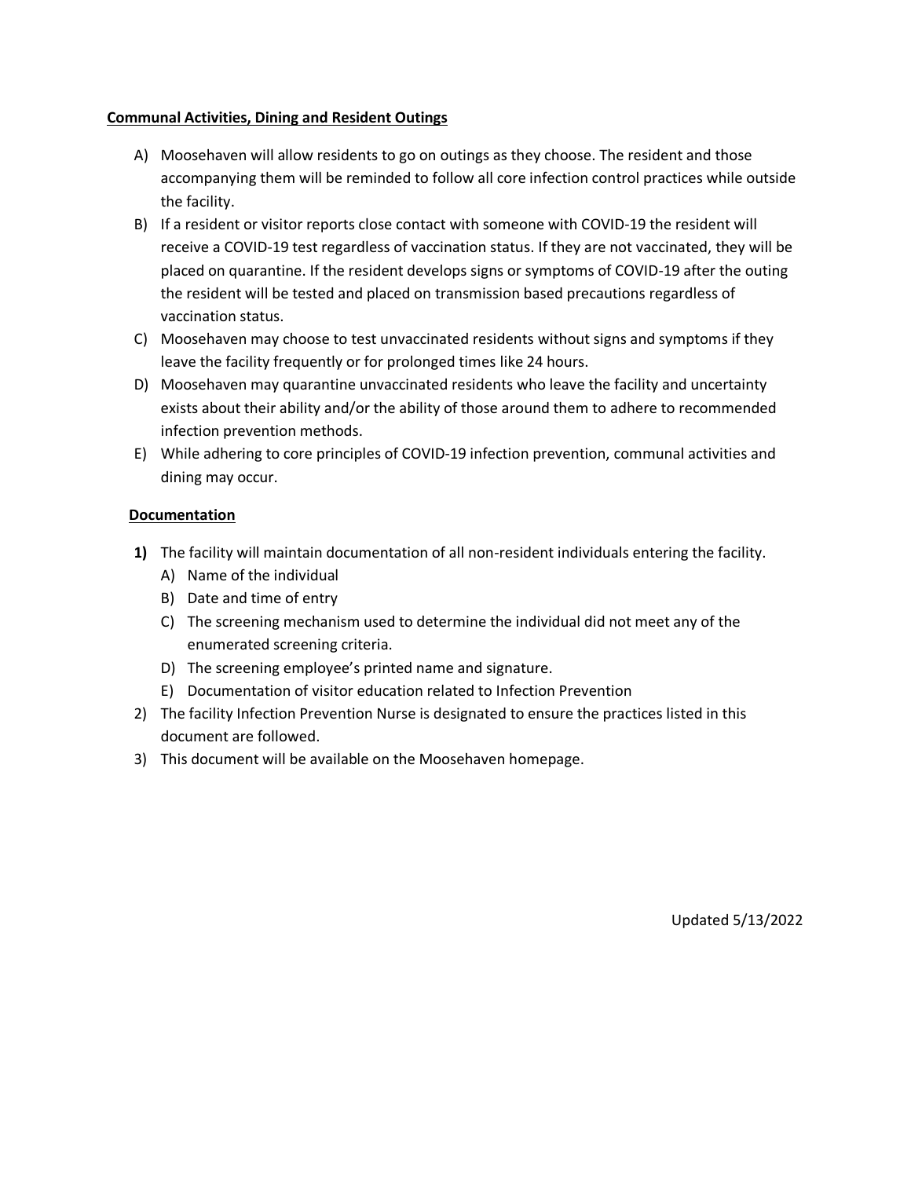**Communal Activities, Dining and Resident Outings**

A) Moosehaven will allow residents to go on outings as they choose. The resident and those accompanying them will be reminded to follow all core infection control practices while outside the facility.

B) If a resident or visitor reports close contact with someone with COVID-19 the resident will receive a COVID-19 test regardless of vaccination status. If they are not vaccinated, they will be placed on quarantine. If the resident develops signs or symptoms of COVID-19 after the outing the resident will be tested and placed on transmission based precautions regardless of vaccination status.

C) Moosehaven may choose to test unvaccinated residents without signs and symptoms if they leave the facility frequently or for prolonged times like 24 hours.

D) Moosehaven may quarantine unvaccinated residents who leave the facility and uncertainty exists about their ability and/or the ability of those around them to adhere to recommended infection prevention methods.

E) While adhering to core principles of COVID-19 infection prevention, communal activities and dining may occur.

**Documentation**

**1)** The facility will maintain documentation of all non-resident individuals entering the facility.
   A) Name of the individual
   B) Date and time of entry
   C) The screening mechanism used to determine the individual did not meet any of the enumerated screening criteria.
   D) The screening employee's printed name and signature.
   E) Documentation of visitor education related to Infection Prevention

2) The facility Infection Prevention Nurse is designated to ensure the practices listed in this document are followed.

3) This document will be available on the Moosehaven homepage.

Updated 5/13/2022